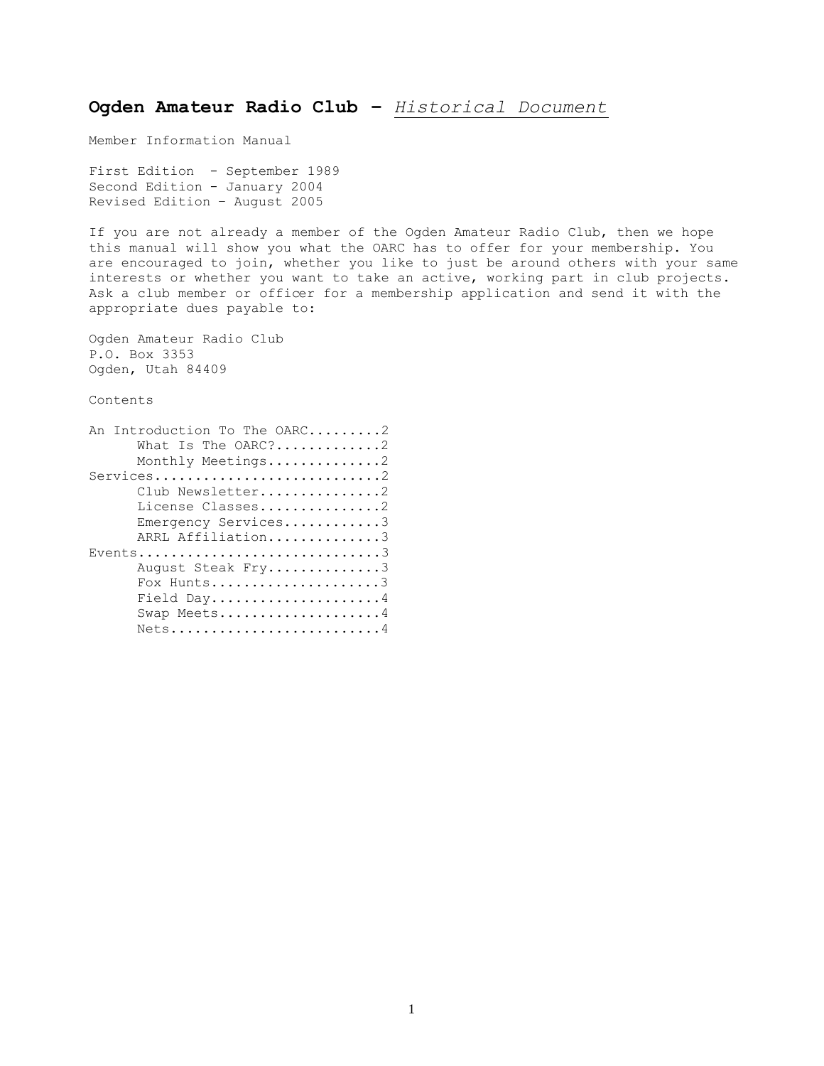# **Ogden Amateur Radio Club –** *Historical Document*

Member Information Manual

First Edition - September 1989
Second Edition - January 2004
Revised Edition – August 2005

If you are not already a member of the Ogden Amateur Radio Club, then we hope this manual will show you what the OARC has to offer for your membership. You are encouraged to join, whether you like to just be around others with your same interests or whether you want to take an active, working part in club projects. Ask a club member or officer for a membership application and send it with the appropriate dues payable to:

Ogden Amateur Radio Club
P.O. Box 3353
Ogden, Utah 84409

Contents

An Introduction To The OARC.........2
- What Is The OARC?.............2
- Monthly Meetings..............2

Services............................2
- Club Newsletter...............2
- License Classes...............2
- Emergency Services............3
- ARRL Affiliation..............3

Events..............................3
- August Steak Fry..............3
- Fox Hunts.....................3
- Field Day.....................4
- Swap Meets....................4
- Nets..........................4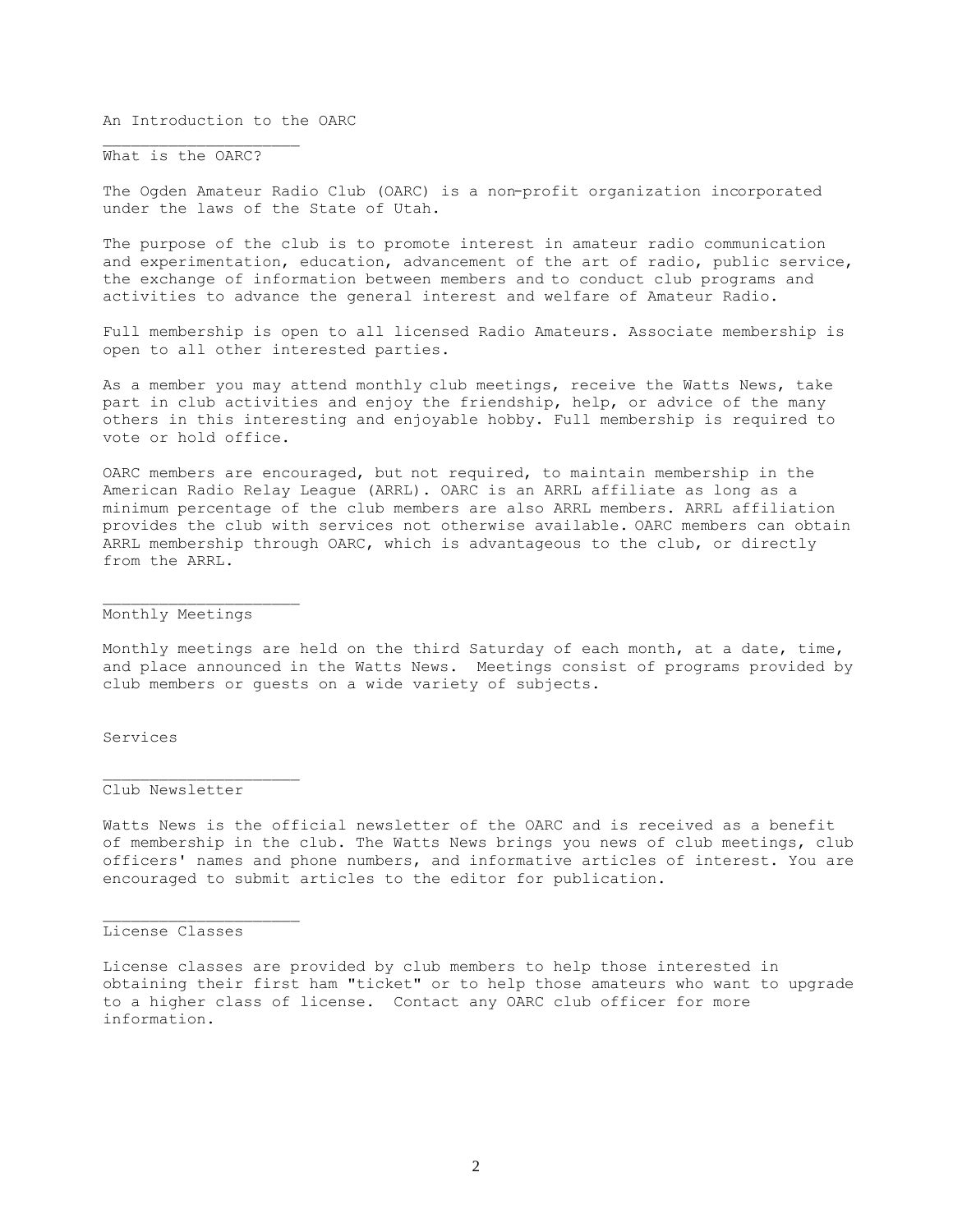# An Introduction to the OARC

## What is the OARC?

The Ogden Amateur Radio Club (OARC) is a non-profit organization incorporated under the laws of the State of Utah.

The purpose of the club is to promote interest in amateur radio communication and experimentation, education, advancement of the art of radio, public service, the exchange of information between members and to conduct club programs and activities to advance the general interest and welfare of Amateur Radio.

Full membership is open to all licensed Radio Amateurs. Associate membership is open to all other interested parties.

As a member you may attend monthly club meetings, receive the Watts News, take part in club activities and enjoy the friendship, help, or advice of the many others in this interesting and enjoyable hobby. Full membership is required to vote or hold office.

OARC members are encouraged, but not required, to maintain membership in the American Radio Relay League (ARRL). OARC is an ARRL affiliate as long as a minimum percentage of the club members are also ARRL members. ARRL affiliation provides the club with services not otherwise available. OARC members can obtain ARRL membership through OARC, which is advantageous to the club, or directly from the ARRL.

## Monthly Meetings

Monthly meetings are held on the third Saturday of each month, at a date, time, and place announced in the Watts News. Meetings consist of programs provided by club members or guests on a wide variety of subjects.

# Services

## Club Newsletter

Watts News is the official newsletter of the OARC and is received as a benefit of membership in the club. The Watts News brings you news of club meetings, club officers' names and phone numbers, and informative articles of interest. You are encouraged to submit articles to the editor for publication.

## License Classes

License classes are provided by club members to help those interested in obtaining their first ham "ticket" or to help those amateurs who want to upgrade to a higher class of license. Contact any OARC club officer for more information.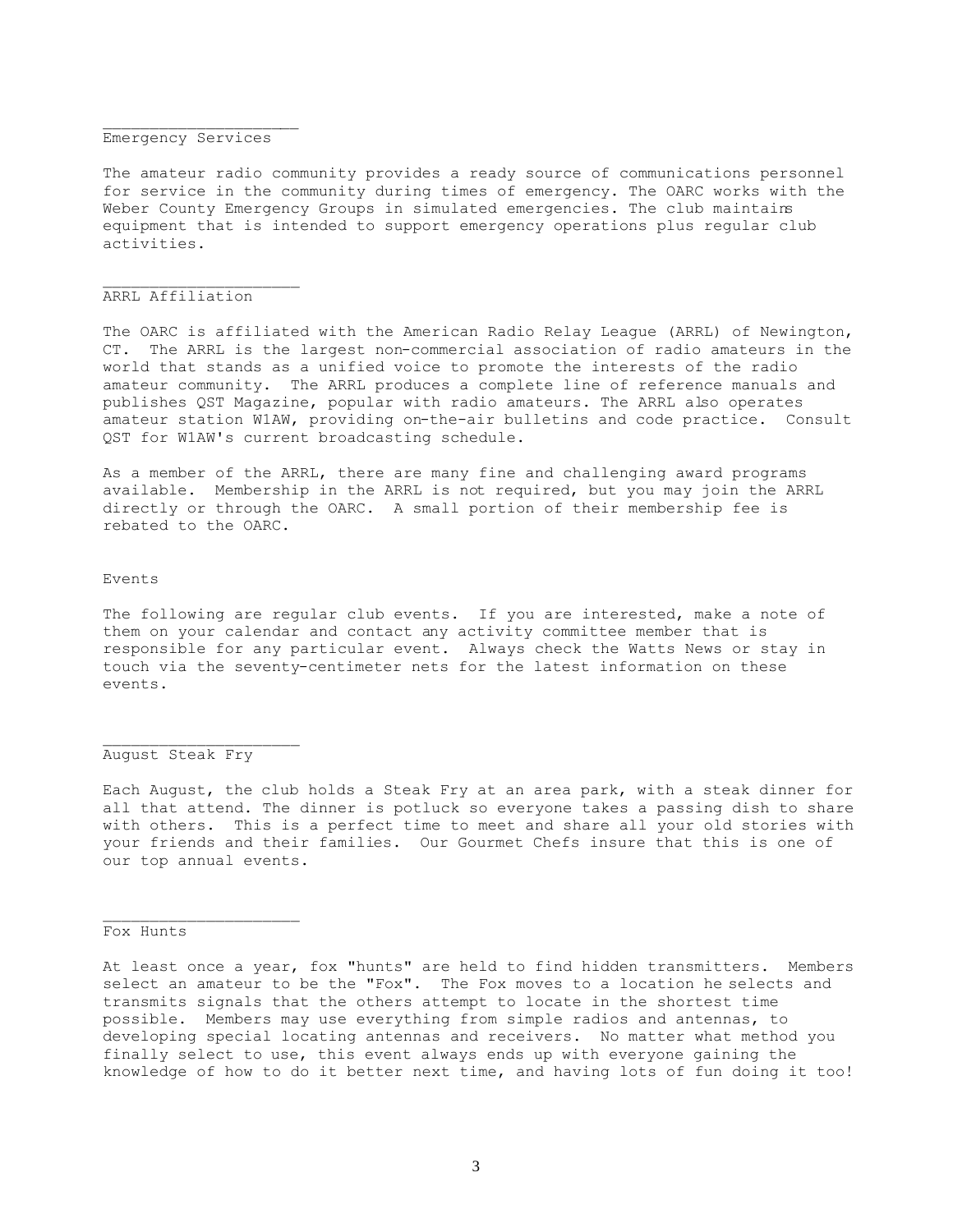## Emergency Services

The amateur radio community provides a ready source of communications personnel for service in the community during times of emergency. The OARC works with the Weber County Emergency Groups in simulated emergencies. The club maintains equipment that is intended to support emergency operations plus regular club activities.

## ARRL Affiliation

The OARC is affiliated with the American Radio Relay League (ARRL) of Newington, CT. The ARRL is the largest non-commercial association of radio amateurs in the world that stands as a unified voice to promote the interests of the radio amateur community. The ARRL produces a complete line of reference manuals and publishes QST Magazine, popular with radio amateurs. The ARRL also operates amateur station W1AW, providing on-the-air bulletins and code practice. Consult QST for W1AW's current broadcasting schedule.

As a member of the ARRL, there are many fine and challenging award programs available. Membership in the ARRL is not required, but you may join the ARRL directly or through the OARC. A small portion of their membership fee is rebated to the OARC.

# Events

The following are regular club events. If you are interested, make a note of them on your calendar and contact any activity committee member that is responsible for any particular event. Always check the Watts News or stay in touch via the seventy-centimeter nets for the latest information on these events.

## August Steak Fry

Each August, the club holds a Steak Fry at an area park, with a steak dinner for all that attend. The dinner is potluck so everyone takes a passing dish to share with others. This is a perfect time to meet and share all your old stories with your friends and their families. Our Gourmet Chefs insure that this is one of our top annual events.

## Fox Hunts

At least once a year, fox "hunts" are held to find hidden transmitters. Members select an amateur to be the "Fox". The Fox moves to a location he selects and transmits signals that the others attempt to locate in the shortest time possible. Members may use everything from simple radios and antennas, to developing special locating antennas and receivers. No matter what method you finally select to use, this event always ends up with everyone gaining the knowledge of how to do it better next time, and having lots of fun doing it too!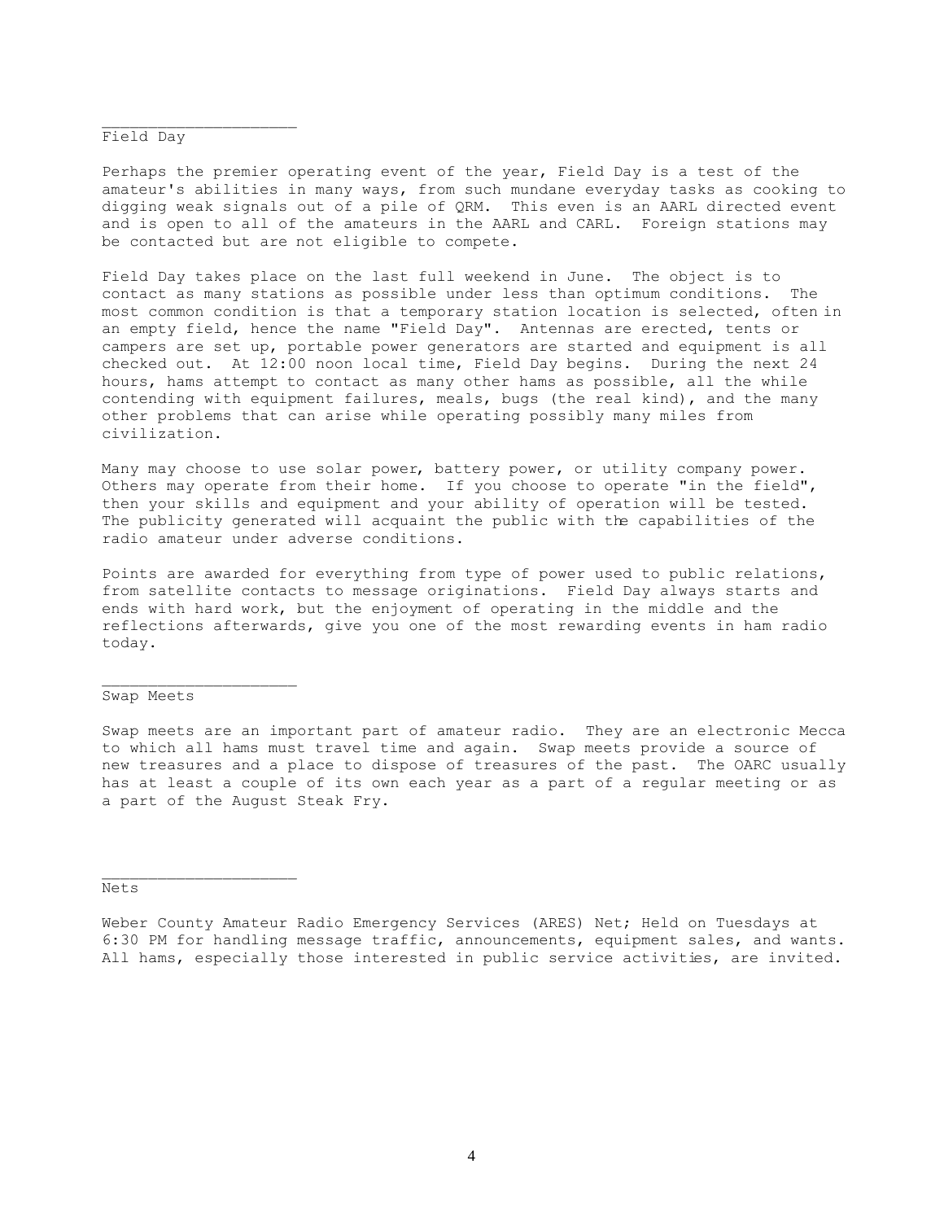## Field Day

Perhaps the premier operating event of the year, Field Day is a test of the amateur's abilities in many ways, from such mundane everyday tasks as cooking to digging weak signals out of a pile of QRM. This even is an AARL directed event and is open to all of the amateurs in the AARL and CARL. Foreign stations may be contacted but are not eligible to compete.

Field Day takes place on the last full weekend in June. The object is to contact as many stations as possible under less than optimum conditions. The most common condition is that a temporary station location is selected, often in an empty field, hence the name "Field Day". Antennas are erected, tents or campers are set up, portable power generators are started and equipment is all checked out. At 12:00 noon local time, Field Day begins. During the next 24 hours, hams attempt to contact as many other hams as possible, all the while contending with equipment failures, meals, bugs (the real kind), and the many other problems that can arise while operating possibly many miles from civilization.

Many may choose to use solar power, battery power, or utility company power. Others may operate from their home. If you choose to operate "in the field", then your skills and equipment and your ability of operation will be tested. The publicity generated will acquaint the public with the capabilities of the radio amateur under adverse conditions.

Points are awarded for everything from type of power used to public relations, from satellite contacts to message originations. Field Day always starts and ends with hard work, but the enjoyment of operating in the middle and the reflections afterwards, give you one of the most rewarding events in ham radio today.

## Swap Meets

Swap meets are an important part of amateur radio. They are an electronic Mecca to which all hams must travel time and again. Swap meets provide a source of new treasures and a place to dispose of treasures of the past. The OARC usually has at least a couple of its own each year as a part of a regular meeting or as a part of the August Steak Fry.

## Nets

Weber County Amateur Radio Emergency Services (ARES) Net; Held on Tuesdays at 6:30 PM for handling message traffic, announcements, equipment sales, and wants. All hams, especially those interested in public service activities, are invited.